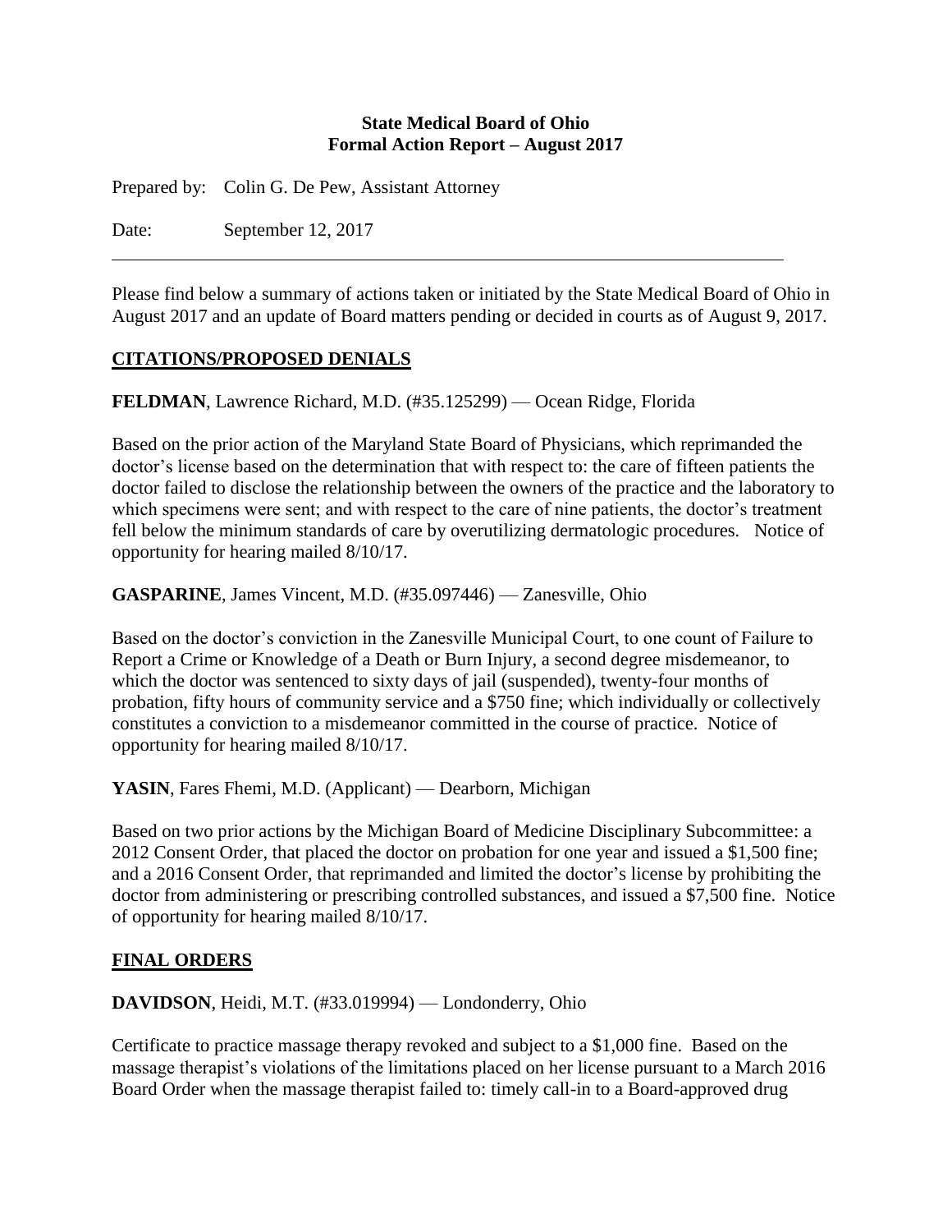**State Medical Board of Ohio**
**Formal Action Report – August 2017**

Prepared by: Colin G. De Pew, Assistant Attorney

Date: September 12, 2017

---

Please find below a summary of actions taken or initiated by the State Medical Board of Ohio in August 2017 and an update of Board matters pending or decided in courts as of August 9, 2017.

## CITATIONS/PROPOSED DENIALS

**FELDMAN**, Lawrence Richard, M.D. (#35.125299) — Ocean Ridge, Florida

Based on the prior action of the Maryland State Board of Physicians, which reprimanded the doctor's license based on the determination that with respect to: the care of fifteen patients the doctor failed to disclose the relationship between the owners of the practice and the laboratory to which specimens were sent; and with respect to the care of nine patients, the doctor's treatment fell below the minimum standards of care by overutilizing dermatologic procedures. Notice of opportunity for hearing mailed 8/10/17.

**GASPARINE**, James Vincent, M.D. (#35.097446) — Zanesville, Ohio

Based on the doctor's conviction in the Zanesville Municipal Court, to one count of Failure to Report a Crime or Knowledge of a Death or Burn Injury, a second degree misdemeanor, to which the doctor was sentenced to sixty days of jail (suspended), twenty-four months of probation, fifty hours of community service and a $750 fine; which individually or collectively constitutes a conviction to a misdemeanor committed in the course of practice. Notice of opportunity for hearing mailed 8/10/17.

**YASIN**, Fares Fhemi, M.D. (Applicant) — Dearborn, Michigan

Based on two prior actions by the Michigan Board of Medicine Disciplinary Subcommittee: a 2012 Consent Order, that placed the doctor on probation for one year and issued a $1,500 fine; and a 2016 Consent Order, that reprimanded and limited the doctor's license by prohibiting the doctor from administering or prescribing controlled substances, and issued a $7,500 fine. Notice of opportunity for hearing mailed 8/10/17.

## FINAL ORDERS

**DAVIDSON**, Heidi, M.T. (#33.019994) — Londonderry, Ohio

Certificate to practice massage therapy revoked and subject to a $1,000 fine. Based on the massage therapist's violations of the limitations placed on her license pursuant to a March 2016 Board Order when the massage therapist failed to: timely call-in to a Board-approved drug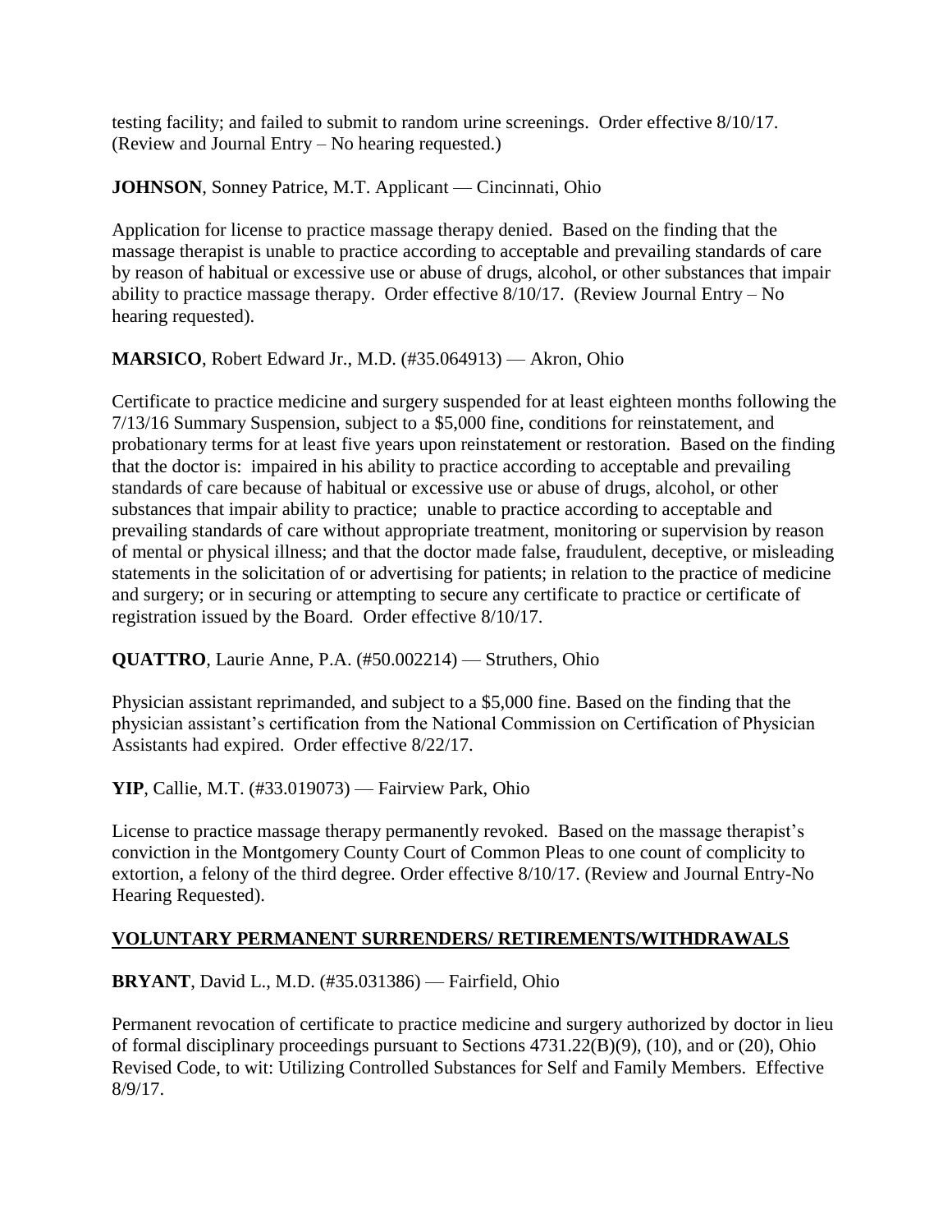testing facility; and failed to submit to random urine screenings. Order effective 8/10/17. (Review and Journal Entry – No hearing requested.)

**JOHNSON**, Sonney Patrice, M.T. Applicant — Cincinnati, Ohio

Application for license to practice massage therapy denied. Based on the finding that the massage therapist is unable to practice according to acceptable and prevailing standards of care by reason of habitual or excessive use or abuse of drugs, alcohol, or other substances that impair ability to practice massage therapy. Order effective 8/10/17. (Review Journal Entry – No hearing requested).

**MARSICO**, Robert Edward Jr., M.D. (#35.064913) — Akron, Ohio

Certificate to practice medicine and surgery suspended for at least eighteen months following the 7/13/16 Summary Suspension, subject to a $5,000 fine, conditions for reinstatement, and probationary terms for at least five years upon reinstatement or restoration. Based on the finding that the doctor is: impaired in his ability to practice according to acceptable and prevailing standards of care because of habitual or excessive use or abuse of drugs, alcohol, or other substances that impair ability to practice; unable to practice according to acceptable and prevailing standards of care without appropriate treatment, monitoring or supervision by reason of mental or physical illness; and that the doctor made false, fraudulent, deceptive, or misleading statements in the solicitation of or advertising for patients; in relation to the practice of medicine and surgery; or in securing or attempting to secure any certificate to practice or certificate of registration issued by the Board. Order effective 8/10/17.

**QUATTRO**, Laurie Anne, P.A. (#50.002214) — Struthers, Ohio

Physician assistant reprimanded, and subject to a $5,000 fine. Based on the finding that the physician assistant's certification from the National Commission on Certification of Physician Assistants had expired. Order effective 8/22/17.

**YIP**, Callie, M.T. (#33.019073) — Fairview Park, Ohio

License to practice massage therapy permanently revoked. Based on the massage therapist's conviction in the Montgomery County Court of Common Pleas to one count of complicity to extortion, a felony of the third degree. Order effective 8/10/17. (Review and Journal Entry-No Hearing Requested).

## VOLUNTARY PERMANENT SURRENDERS/ RETIREMENTS/WITHDRAWALS

**BRYANT**, David L., M.D. (#35.031386) — Fairfield, Ohio

Permanent revocation of certificate to practice medicine and surgery authorized by doctor in lieu of formal disciplinary proceedings pursuant to Sections 4731.22(B)(9), (10), and or (20), Ohio Revised Code, to wit: Utilizing Controlled Substances for Self and Family Members. Effective 8/9/17.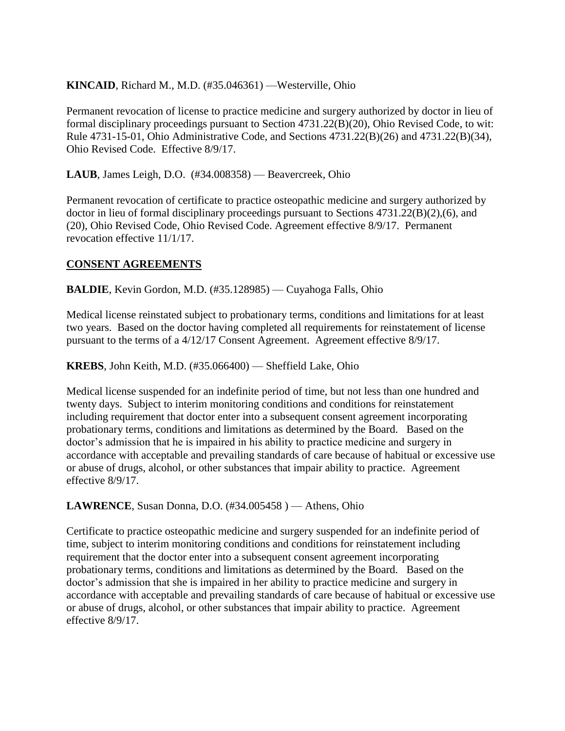**KINCAID**, Richard M., M.D. (#35.046361) —Westerville, Ohio

Permanent revocation of license to practice medicine and surgery authorized by doctor in lieu of formal disciplinary proceedings pursuant to Section 4731.22(B)(20), Ohio Revised Code, to wit: Rule 4731-15-01, Ohio Administrative Code, and Sections 4731.22(B)(26) and 4731.22(B)(34), Ohio Revised Code. Effective 8/9/17.

**LAUB**, James Leigh, D.O. (#34.008358) — Beavercreek, Ohio

Permanent revocation of certificate to practice osteopathic medicine and surgery authorized by doctor in lieu of formal disciplinary proceedings pursuant to Sections 4731.22(B)(2),(6), and (20), Ohio Revised Code, Ohio Revised Code. Agreement effective 8/9/17. Permanent revocation effective 11/1/17.

## CONSENT AGREEMENTS

**BALDIE**, Kevin Gordon, M.D. (#35.128985) — Cuyahoga Falls, Ohio

Medical license reinstated subject to probationary terms, conditions and limitations for at least two years. Based on the doctor having completed all requirements for reinstatement of license pursuant to the terms of a 4/12/17 Consent Agreement. Agreement effective 8/9/17.

**KREBS**, John Keith, M.D. (#35.066400) — Sheffield Lake, Ohio

Medical license suspended for an indefinite period of time, but not less than one hundred and twenty days. Subject to interim monitoring conditions and conditions for reinstatement including requirement that doctor enter into a subsequent consent agreement incorporating probationary terms, conditions and limitations as determined by the Board. Based on the doctor's admission that he is impaired in his ability to practice medicine and surgery in accordance with acceptable and prevailing standards of care because of habitual or excessive use or abuse of drugs, alcohol, or other substances that impair ability to practice. Agreement effective 8/9/17.

**LAWRENCE**, Susan Donna, D.O. (#34.005458 ) — Athens, Ohio

Certificate to practice osteopathic medicine and surgery suspended for an indefinite period of time, subject to interim monitoring conditions and conditions for reinstatement including requirement that the doctor enter into a subsequent consent agreement incorporating probationary terms, conditions and limitations as determined by the Board. Based on the doctor's admission that she is impaired in her ability to practice medicine and surgery in accordance with acceptable and prevailing standards of care because of habitual or excessive use or abuse of drugs, alcohol, or other substances that impair ability to practice. Agreement effective 8/9/17.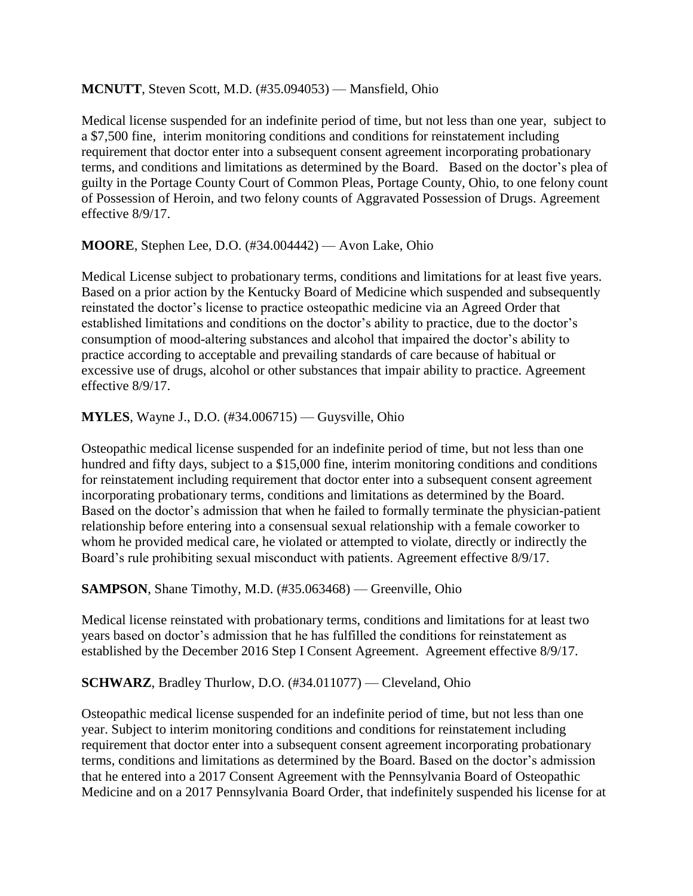**MCNUTT**, Steven Scott, M.D. (#35.094053) — Mansfield, Ohio

Medical license suspended for an indefinite period of time, but not less than one year, subject to a $7,500 fine, interim monitoring conditions and conditions for reinstatement including requirement that doctor enter into a subsequent consent agreement incorporating probationary terms, and conditions and limitations as determined by the Board. Based on the doctor's plea of guilty in the Portage County Court of Common Pleas, Portage County, Ohio, to one felony count of Possession of Heroin, and two felony counts of Aggravated Possession of Drugs. Agreement effective 8/9/17.

**MOORE**, Stephen Lee, D.O. (#34.004442) — Avon Lake, Ohio

Medical License subject to probationary terms, conditions and limitations for at least five years. Based on a prior action by the Kentucky Board of Medicine which suspended and subsequently reinstated the doctor's license to practice osteopathic medicine via an Agreed Order that established limitations and conditions on the doctor's ability to practice, due to the doctor's consumption of mood-altering substances and alcohol that impaired the doctor's ability to practice according to acceptable and prevailing standards of care because of habitual or excessive use of drugs, alcohol or other substances that impair ability to practice. Agreement effective 8/9/17.

**MYLES**, Wayne J., D.O. (#34.006715) — Guysville, Ohio

Osteopathic medical license suspended for an indefinite period of time, but not less than one hundred and fifty days, subject to a $15,000 fine, interim monitoring conditions and conditions for reinstatement including requirement that doctor enter into a subsequent consent agreement incorporating probationary terms, conditions and limitations as determined by the Board. Based on the doctor's admission that when he failed to formally terminate the physician-patient relationship before entering into a consensual sexual relationship with a female coworker to whom he provided medical care, he violated or attempted to violate, directly or indirectly the Board's rule prohibiting sexual misconduct with patients. Agreement effective 8/9/17.

**SAMPSON**, Shane Timothy, M.D. (#35.063468) — Greenville, Ohio

Medical license reinstated with probationary terms, conditions and limitations for at least two years based on doctor's admission that he has fulfilled the conditions for reinstatement as established by the December 2016 Step I Consent Agreement. Agreement effective 8/9/17.

**SCHWARZ**, Bradley Thurlow, D.O. (#34.011077) — Cleveland, Ohio

Osteopathic medical license suspended for an indefinite period of time, but not less than one year. Subject to interim monitoring conditions and conditions for reinstatement including requirement that doctor enter into a subsequent consent agreement incorporating probationary terms, conditions and limitations as determined by the Board. Based on the doctor's admission that he entered into a 2017 Consent Agreement with the Pennsylvania Board of Osteopathic Medicine and on a 2017 Pennsylvania Board Order, that indefinitely suspended his license for at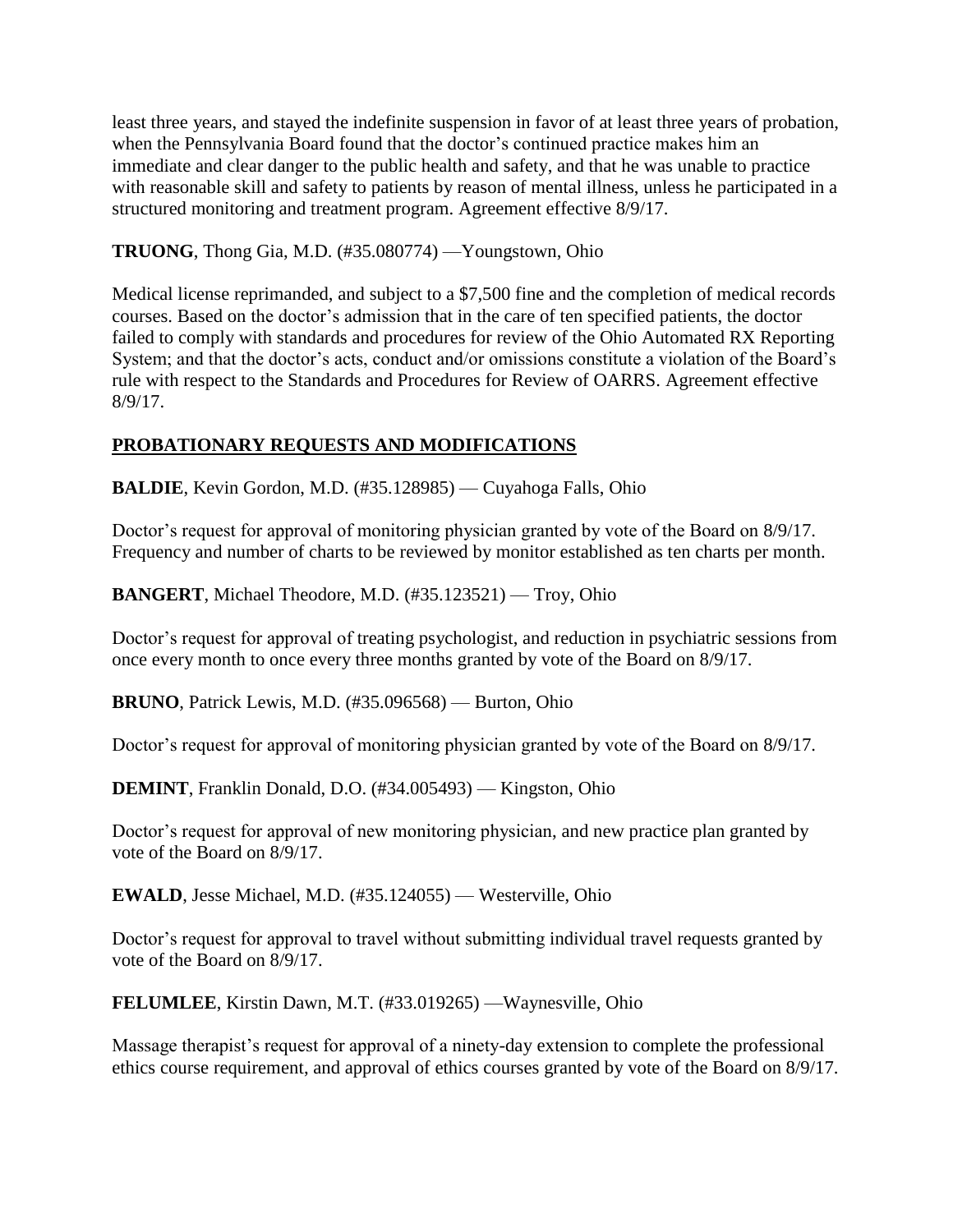least three years, and stayed the indefinite suspension in favor of at least three years of probation, when the Pennsylvania Board found that the doctor's continued practice makes him an immediate and clear danger to the public health and safety, and that he was unable to practice with reasonable skill and safety to patients by reason of mental illness, unless he participated in a structured monitoring and treatment program. Agreement effective 8/9/17.

**TRUONG**, Thong Gia, M.D. (#35.080774) —Youngstown, Ohio

Medical license reprimanded, and subject to a $7,500 fine and the completion of medical records courses. Based on the doctor's admission that in the care of ten specified patients, the doctor failed to comply with standards and procedures for review of the Ohio Automated RX Reporting System; and that the doctor's acts, conduct and/or omissions constitute a violation of the Board's rule with respect to the Standards and Procedures for Review of OARRS. Agreement effective 8/9/17.

## PROBATIONARY REQUESTS AND MODIFICATIONS

**BALDIE**, Kevin Gordon, M.D. (#35.128985) — Cuyahoga Falls, Ohio

Doctor's request for approval of monitoring physician granted by vote of the Board on 8/9/17. Frequency and number of charts to be reviewed by monitor established as ten charts per month.

**BANGERT**, Michael Theodore, M.D. (#35.123521) — Troy, Ohio

Doctor's request for approval of treating psychologist, and reduction in psychiatric sessions from once every month to once every three months granted by vote of the Board on 8/9/17.

**BRUNO**, Patrick Lewis, M.D. (#35.096568) — Burton, Ohio

Doctor's request for approval of monitoring physician granted by vote of the Board on 8/9/17.

**DEMINT**, Franklin Donald, D.O. (#34.005493) — Kingston, Ohio

Doctor's request for approval of new monitoring physician, and new practice plan granted by vote of the Board on 8/9/17.

**EWALD**, Jesse Michael, M.D. (#35.124055) — Westerville, Ohio

Doctor's request for approval to travel without submitting individual travel requests granted by vote of the Board on 8/9/17.

**FELUMLEE**, Kirstin Dawn, M.T. (#33.019265) —Waynesville, Ohio

Massage therapist's request for approval of a ninety-day extension to complete the professional ethics course requirement, and approval of ethics courses granted by vote of the Board on 8/9/17.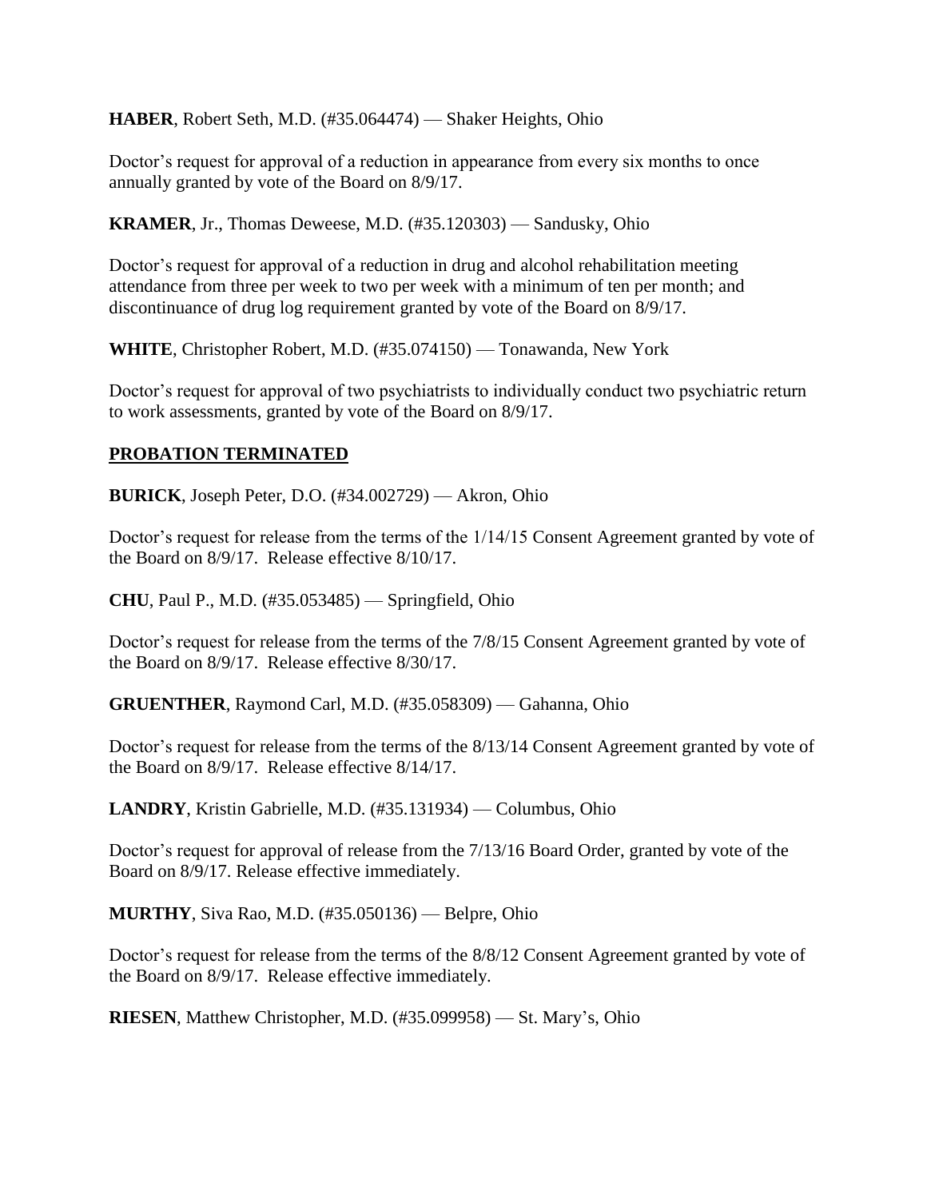**HABER**, Robert Seth, M.D. (#35.064474) — Shaker Heights, Ohio

Doctor's request for approval of a reduction in appearance from every six months to once annually granted by vote of the Board on 8/9/17.

**KRAMER**, Jr., Thomas Deweese, M.D. (#35.120303) — Sandusky, Ohio

Doctor's request for approval of a reduction in drug and alcohol rehabilitation meeting attendance from three per week to two per week with a minimum of ten per month; and discontinuance of drug log requirement granted by vote of the Board on 8/9/17.

**WHITE**, Christopher Robert, M.D. (#35.074150) — Tonawanda, New York

Doctor's request for approval of two psychiatrists to individually conduct two psychiatric return to work assessments, granted by vote of the Board on 8/9/17.

## **PROBATION TERMINATED**

**BURICK**, Joseph Peter, D.O. (#34.002729) — Akron, Ohio

Doctor's request for release from the terms of the 1/14/15 Consent Agreement granted by vote of the Board on 8/9/17. Release effective 8/10/17.

**CHU**, Paul P., M.D. (#35.053485) — Springfield, Ohio

Doctor's request for release from the terms of the 7/8/15 Consent Agreement granted by vote of the Board on 8/9/17. Release effective 8/30/17.

**GRUENTHER**, Raymond Carl, M.D. (#35.058309) — Gahanna, Ohio

Doctor's request for release from the terms of the 8/13/14 Consent Agreement granted by vote of the Board on 8/9/17. Release effective 8/14/17.

**LANDRY**, Kristin Gabrielle, M.D. (#35.131934) — Columbus, Ohio

Doctor's request for approval of release from the 7/13/16 Board Order, granted by vote of the Board on 8/9/17. Release effective immediately.

**MURTHY**, Siva Rao, M.D. (#35.050136) — Belpre, Ohio

Doctor's request for release from the terms of the 8/8/12 Consent Agreement granted by vote of the Board on 8/9/17. Release effective immediately.

**RIESEN**, Matthew Christopher, M.D. (#35.099958) — St. Mary's, Ohio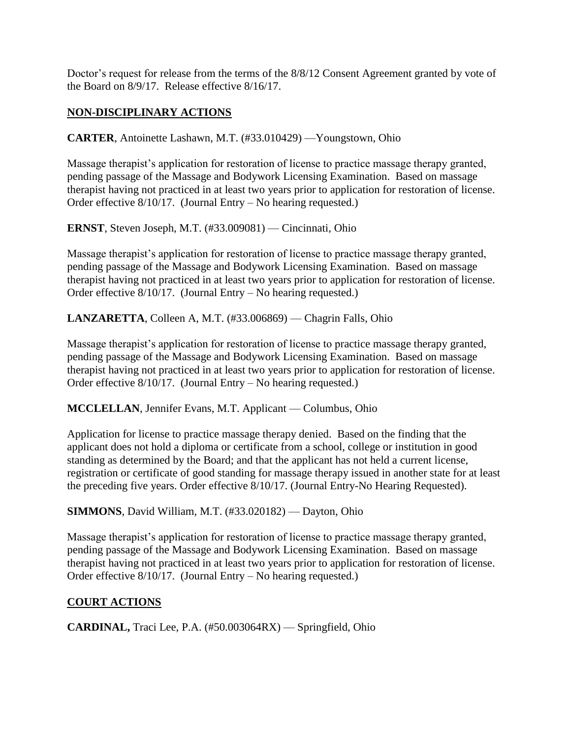Doctor's request for release from the terms of the 8/8/12 Consent Agreement granted by vote of the Board on 8/9/17. Release effective 8/16/17.

## NON-DISCIPLINARY ACTIONS

**CARTER**, Antoinette Lashawn, M.T. (#33.010429) —Youngstown, Ohio

Massage therapist's application for restoration of license to practice massage therapy granted, pending passage of the Massage and Bodywork Licensing Examination. Based on massage therapist having not practiced in at least two years prior to application for restoration of license. Order effective 8/10/17. (Journal Entry – No hearing requested.)

**ERNST**, Steven Joseph, M.T. (#33.009081) — Cincinnati, Ohio

Massage therapist's application for restoration of license to practice massage therapy granted, pending passage of the Massage and Bodywork Licensing Examination. Based on massage therapist having not practiced in at least two years prior to application for restoration of license. Order effective 8/10/17. (Journal Entry – No hearing requested.)

**LANZARETTA**, Colleen A, M.T. (#33.006869) — Chagrin Falls, Ohio

Massage therapist's application for restoration of license to practice massage therapy granted, pending passage of the Massage and Bodywork Licensing Examination. Based on massage therapist having not practiced in at least two years prior to application for restoration of license. Order effective 8/10/17. (Journal Entry – No hearing requested.)

**MCCLELLAN**, Jennifer Evans, M.T. Applicant — Columbus, Ohio

Application for license to practice massage therapy denied. Based on the finding that the applicant does not hold a diploma or certificate from a school, college or institution in good standing as determined by the Board; and that the applicant has not held a current license, registration or certificate of good standing for massage therapy issued in another state for at least the preceding five years. Order effective 8/10/17. (Journal Entry-No Hearing Requested).

**SIMMONS**, David William, M.T. (#33.020182) — Dayton, Ohio

Massage therapist's application for restoration of license to practice massage therapy granted, pending passage of the Massage and Bodywork Licensing Examination. Based on massage therapist having not practiced in at least two years prior to application for restoration of license. Order effective 8/10/17. (Journal Entry – No hearing requested.)

## COURT ACTIONS

**CARDINAL,** Traci Lee, P.A. (#50.003064RX) — Springfield, Ohio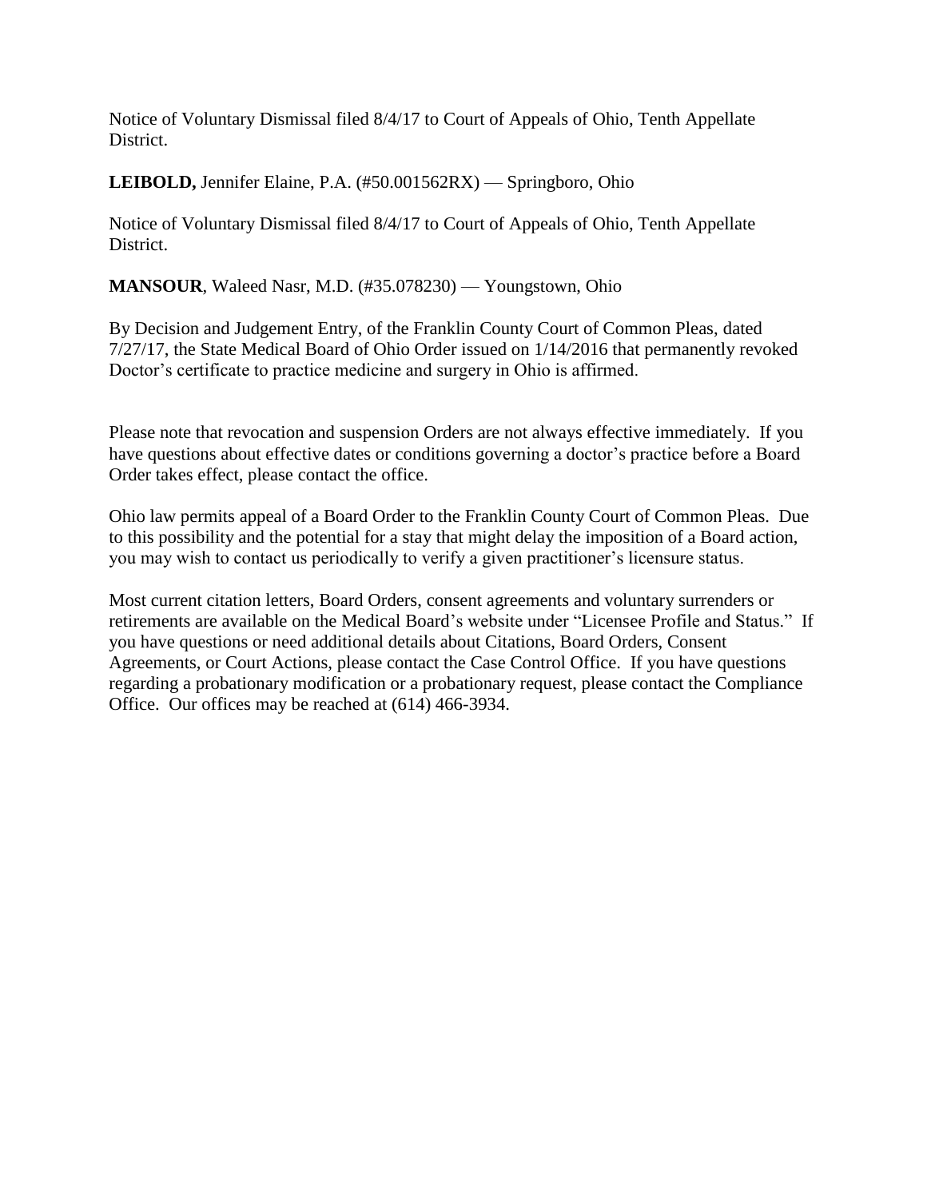Notice of Voluntary Dismissal filed 8/4/17 to Court of Appeals of Ohio, Tenth Appellate District.

**LEIBOLD,** Jennifer Elaine, P.A. (#50.001562RX) — Springboro, Ohio

Notice of Voluntary Dismissal filed 8/4/17 to Court of Appeals of Ohio, Tenth Appellate District.

**MANSOUR**, Waleed Nasr, M.D. (#35.078230) — Youngstown, Ohio

By Decision and Judgement Entry, of the Franklin County Court of Common Pleas, dated 7/27/17, the State Medical Board of Ohio Order issued on 1/14/2016 that permanently revoked Doctor's certificate to practice medicine and surgery in Ohio is affirmed.

Please note that revocation and suspension Orders are not always effective immediately. If you have questions about effective dates or conditions governing a doctor's practice before a Board Order takes effect, please contact the office.

Ohio law permits appeal of a Board Order to the Franklin County Court of Common Pleas. Due to this possibility and the potential for a stay that might delay the imposition of a Board action, you may wish to contact us periodically to verify a given practitioner's licensure status.

Most current citation letters, Board Orders, consent agreements and voluntary surrenders or retirements are available on the Medical Board's website under "Licensee Profile and Status." If you have questions or need additional details about Citations, Board Orders, Consent Agreements, or Court Actions, please contact the Case Control Office. If you have questions regarding a probationary modification or a probationary request, please contact the Compliance Office. Our offices may be reached at (614) 466-3934.